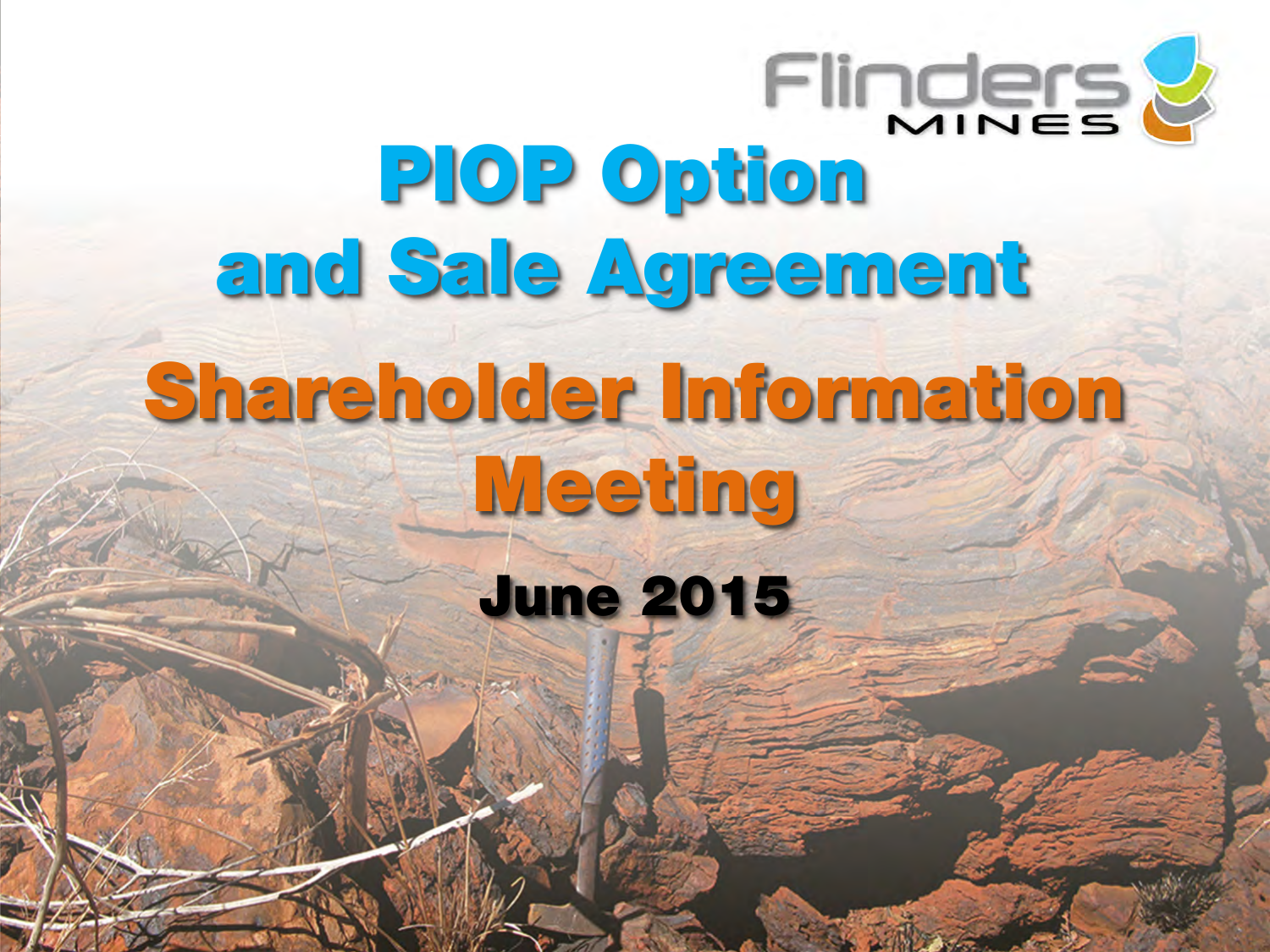Flinders MINES

# PIOP Option and Sale Agreement

# Shareholder Information Meeting

**June 2015**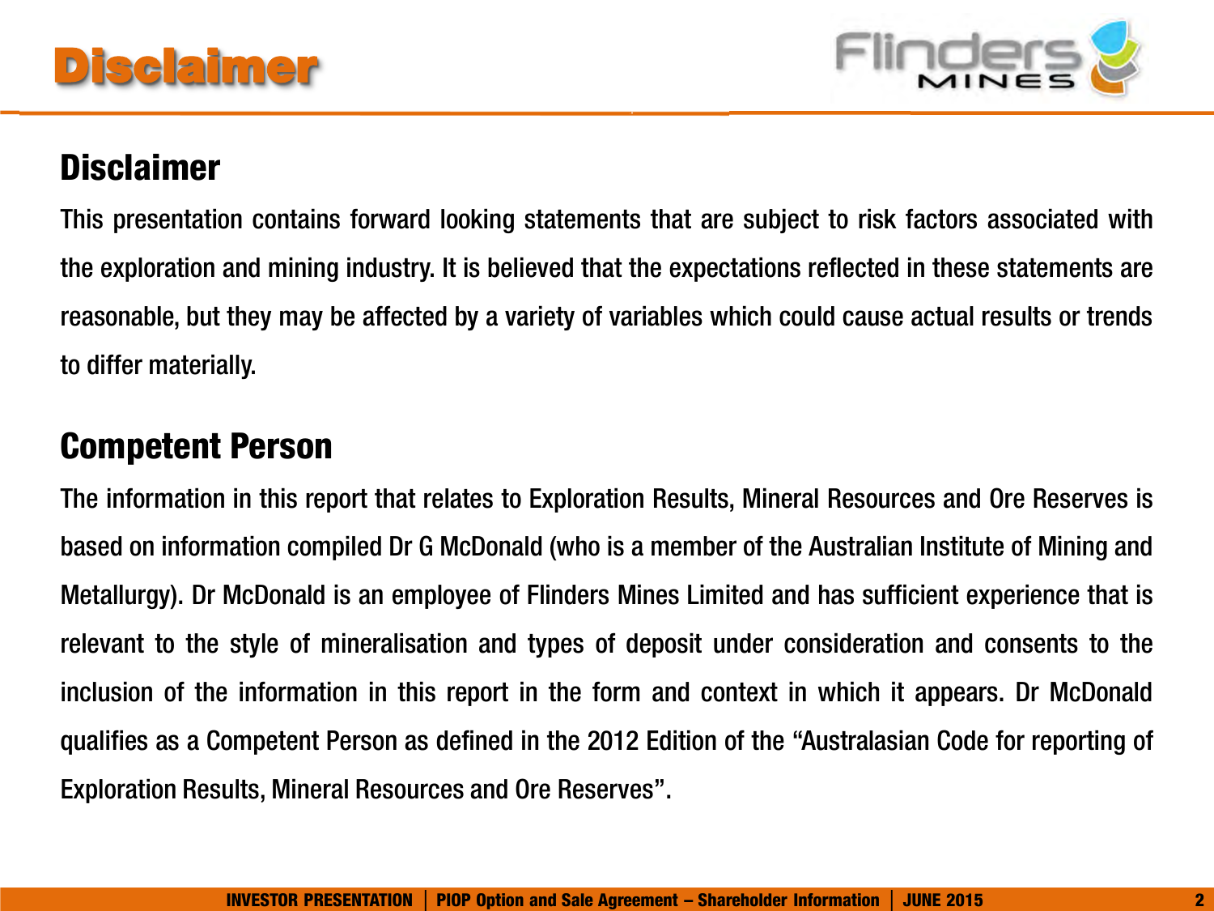# Disclaimer

## Disclaimer

This presentation contains forward looking statements that are subject to risk factors associated with the exploration and mining industry. It is believed that the expectations reflected in these statements are reasonable, but they may be affected by a variety of variables which could cause actual results or trends to differ materially.

## Competent Person

The information in this report that relates to Exploration Results, Mineral Resources and Ore Reserves is based on information compiled Dr G McDonald (who is a member of the Australian Institute of Mining and Metallurgy). Dr McDonald is an employee of Flinders Mines Limited and has sufficient experience that is relevant to the style of mineralisation and types of deposit under consideration and consents to the inclusion of the information in this report in the form and context in which it appears. Dr McDonald qualifies as a Competent Person as defined in the 2012 Edition of the "Australasian Code for reporting of Exploration Results, Mineral Resources and Ore Reserves".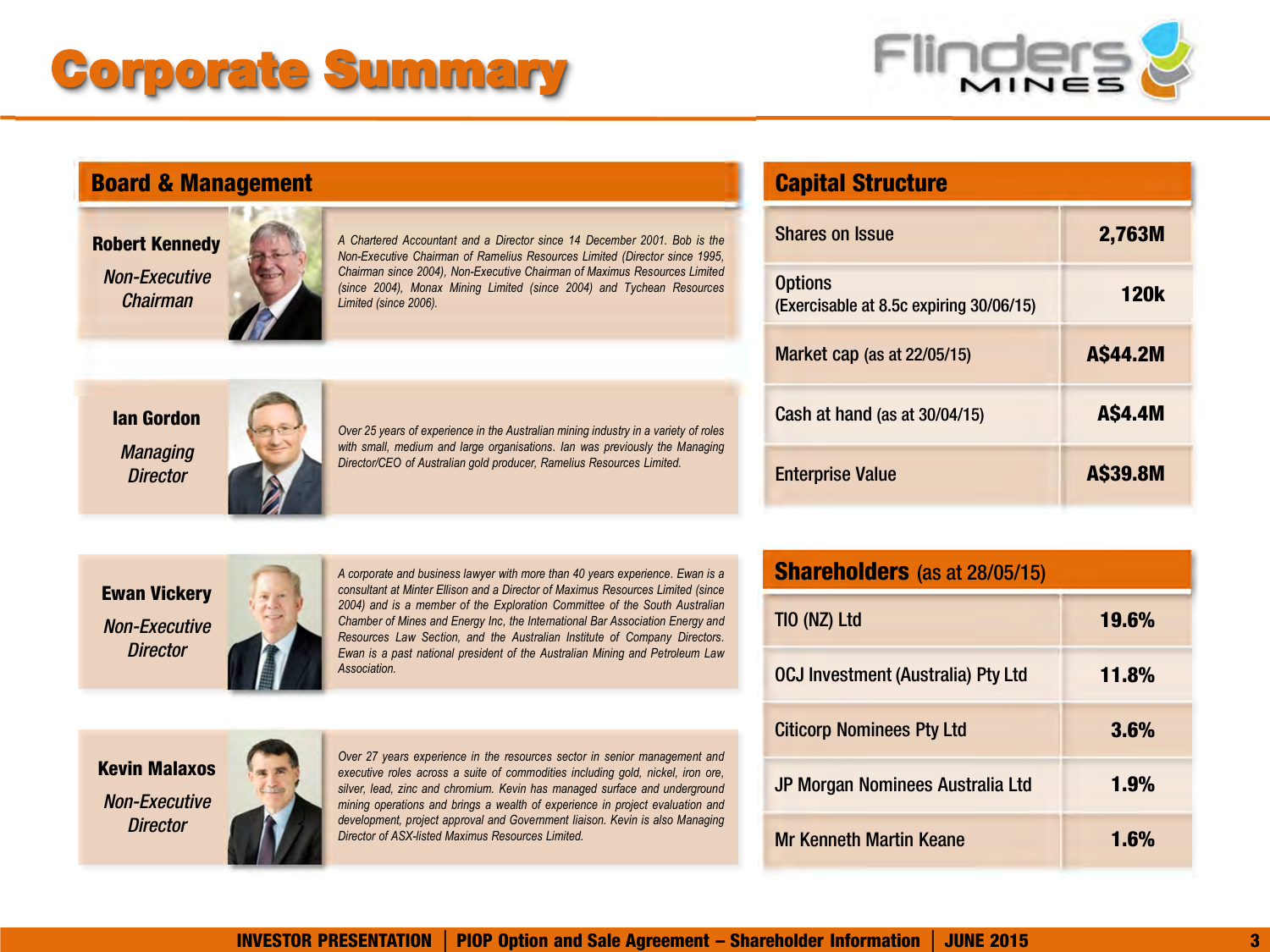# Corporate Summary

## Board & Management

**Robert Kennedy**
*Non-Executive Chairman*

*A Chartered Accountant and a Director since 14 December 2001. Bob is the Non-Executive Chairman of Ramelius Resources Limited (Director since 1995, Chairman since 2004), Non-Executive Chairman of Maximus Resources Limited (since 2004), Monax Mining Limited (since 2004) and Tychean Resources Limited (since 2006).*

**Ian Gordon**
*Managing Director*

*Over 25 years of experience in the Australian mining industry in a variety of roles with small, medium and large organisations. Ian was previously the Managing Director/CEO of Australian gold producer, Ramelius Resources Limited.*

**Ewan Vickery**
*Non-Executive Director*

*A corporate and business lawyer with more than 40 years experience. Ewan is a consultant at Minter Ellison and a Director of Maximus Resources Limited (since 2004) and is a member of the Exploration Committee of the South Australian Chamber of Mines and Energy Inc, the International Bar Association Energy and Resources Law Section, and the Australian Institute of Company Directors. Ewan is a past national president of the Australian Mining and Petroleum Law Association.*

**Kevin Malaxos**
*Non-Executive Director*

*Over 27 years experience in the resources sector in senior management and executive roles across a suite of commodities including gold, nickel, iron ore, silver, lead, zinc and chromium. Kevin has managed surface and underground mining operations and brings a wealth of experience in project evaluation and development, project approval and Government liaison. Kevin is also Managing Director of ASX-listed Maximus Resources Limited.*

## Capital Structure

| | |
|---|---|
| Shares on Issue | **2,763M** |
| Options (Exercisable at 8.5c expiring 30/06/15) | **120k** |
| Market cap (as at 22/05/15) | **A$44.2M** |
| Cash at hand (as at 30/04/15) | **A$4.4M** |
| Enterprise Value | **A$39.8M** |

## Shareholders (as at 28/05/15)

| | |
|---|---|
| TIO (NZ) Ltd | **19.6%** |
| OCJ Investment (Australia) Pty Ltd | **11.8%** |
| Citicorp Nominees Pty Ltd | **3.6%** |
| JP Morgan Nominees Australia Ltd | **1.9%** |
| Mr Kenneth Martin Keane | **1.6%** |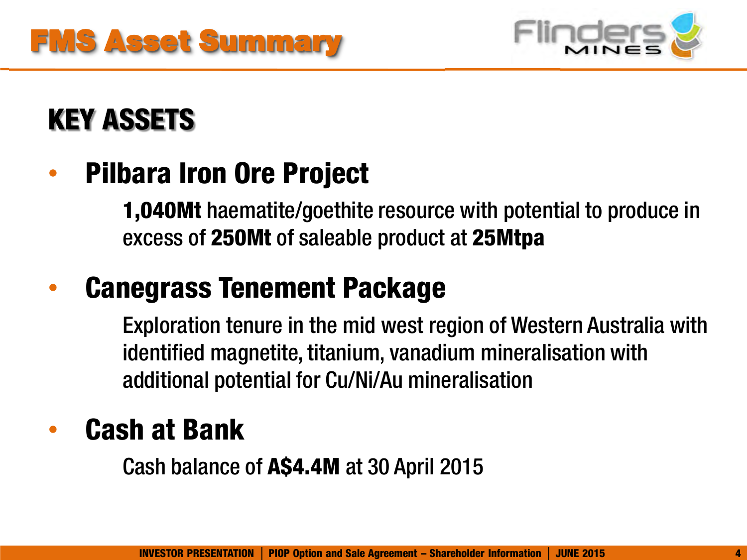# FMS Asset Summary

## KEY ASSETS

- **Pilbara Iron Ore Project**

  **1,040Mt** haematite/goethite resource with potential to produce in excess of **250Mt** of saleable product at **25Mtpa**

- **Canegrass Tenement Package**

  Exploration tenure in the mid west region of Western Australia with identified magnetite, titanium, vanadium mineralisation with additional potential for Cu/Ni/Au mineralisation

- **Cash at Bank**

  Cash balance of **A$4.4M** at 30 April 2015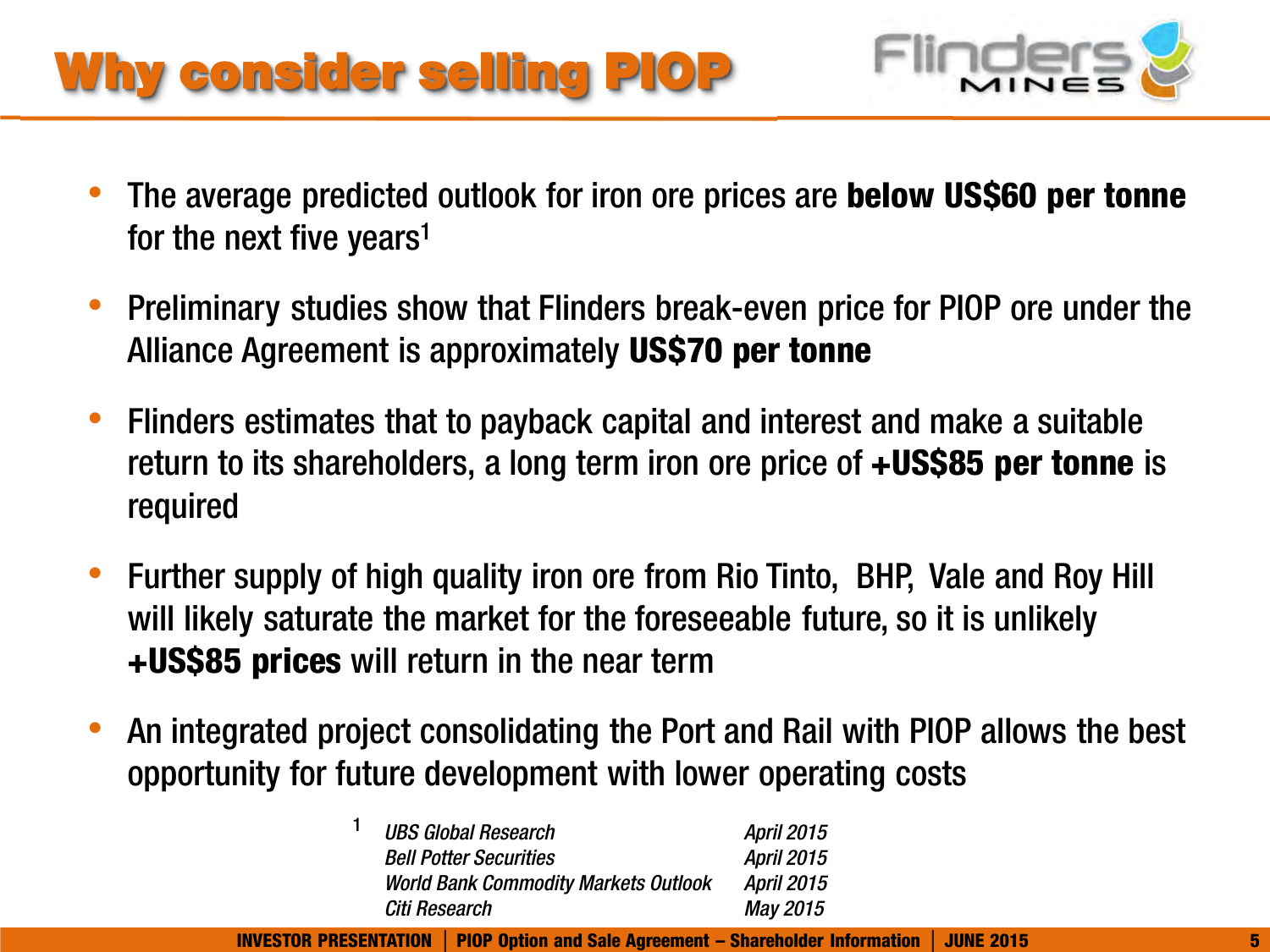# Why consider selling PIOP

- The average predicted outlook for iron ore prices are **below US$60 per tonne** for the next five years[1]
- Preliminary studies show that Flinders break-even price for PIOP ore under the Alliance Agreement is approximately **US$70 per tonne**
- Flinders estimates that to payback capital and interest and make a suitable return to its shareholders, a long term iron ore price of **+US$85 per tonne** is required
- Further supply of high quality iron ore from Rio Tinto, BHP, Vale and Roy Hill will likely saturate the market for the foreseeable future, so it is unlikely **+US$85 prices** will return in the near term
- An integrated project consolidating the Port and Rail with PIOP allows the best opportunity for future development with lower operating costs

[1]

| | |
|---|---|
| *UBS Global Research* | *April 2015* |
| *Bell Potter Securities* | *April 2015* |
| *World Bank Commodity Markets Outlook* | *April 2015* |
| *Citi Research* | *May 2015* |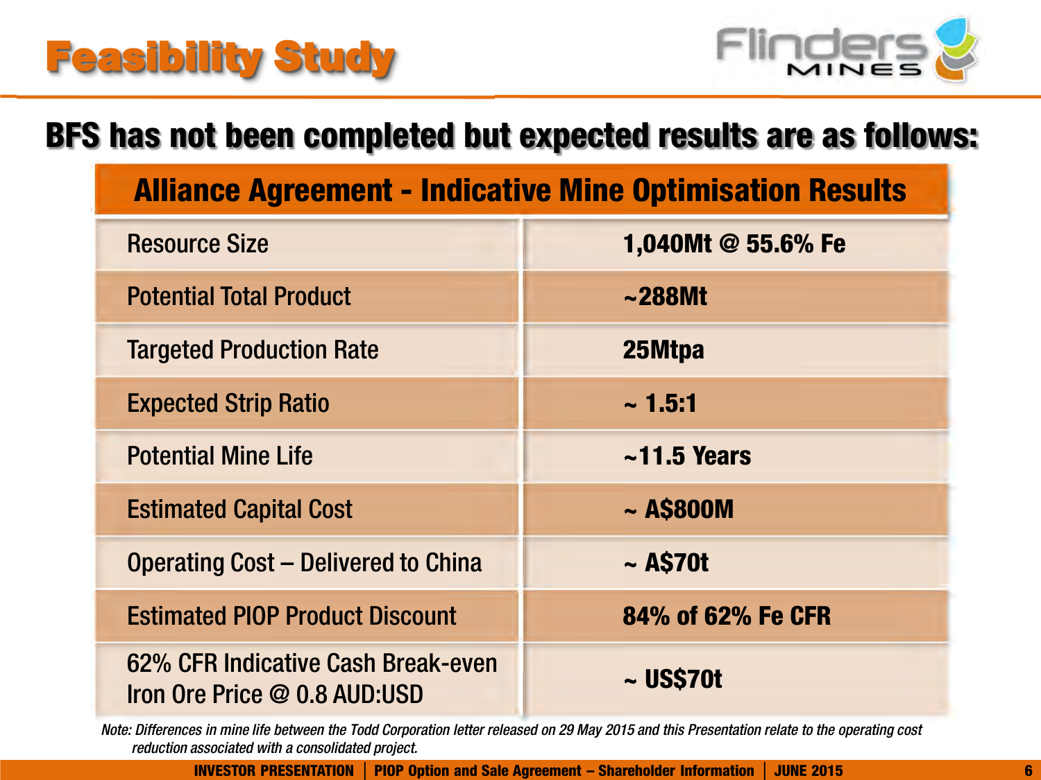# Feasibility Study

## BFS has not been completed but expected results are as follows:

| Alliance Agreement - Indicative Mine Optimisation Results | |
|---|---|
| Resource Size | **1,040Mt @ 55.6% Fe** |
| Potential Total Product | **~288Mt** |
| Targeted Production Rate | **25Mtpa** |
| Expected Strip Ratio | **~ 1.5:1** |
| Potential Mine Life | **~11.5 Years** |
| Estimated Capital Cost | **~ A$800M** |
| Operating Cost – Delivered to China | **~ A$70t** |
| Estimated PIOP Product Discount | **84% of 62% Fe CFR** |
| 62% CFR Indicative Cash Break-even Iron Ore Price @ 0.8 AUD:USD | **~ US$70t** |

*Note: Differences in mine life between the Todd Corporation letter released on 29 May 2015 and this Presentation relate to the operating cost reduction associated with a consolidated project.*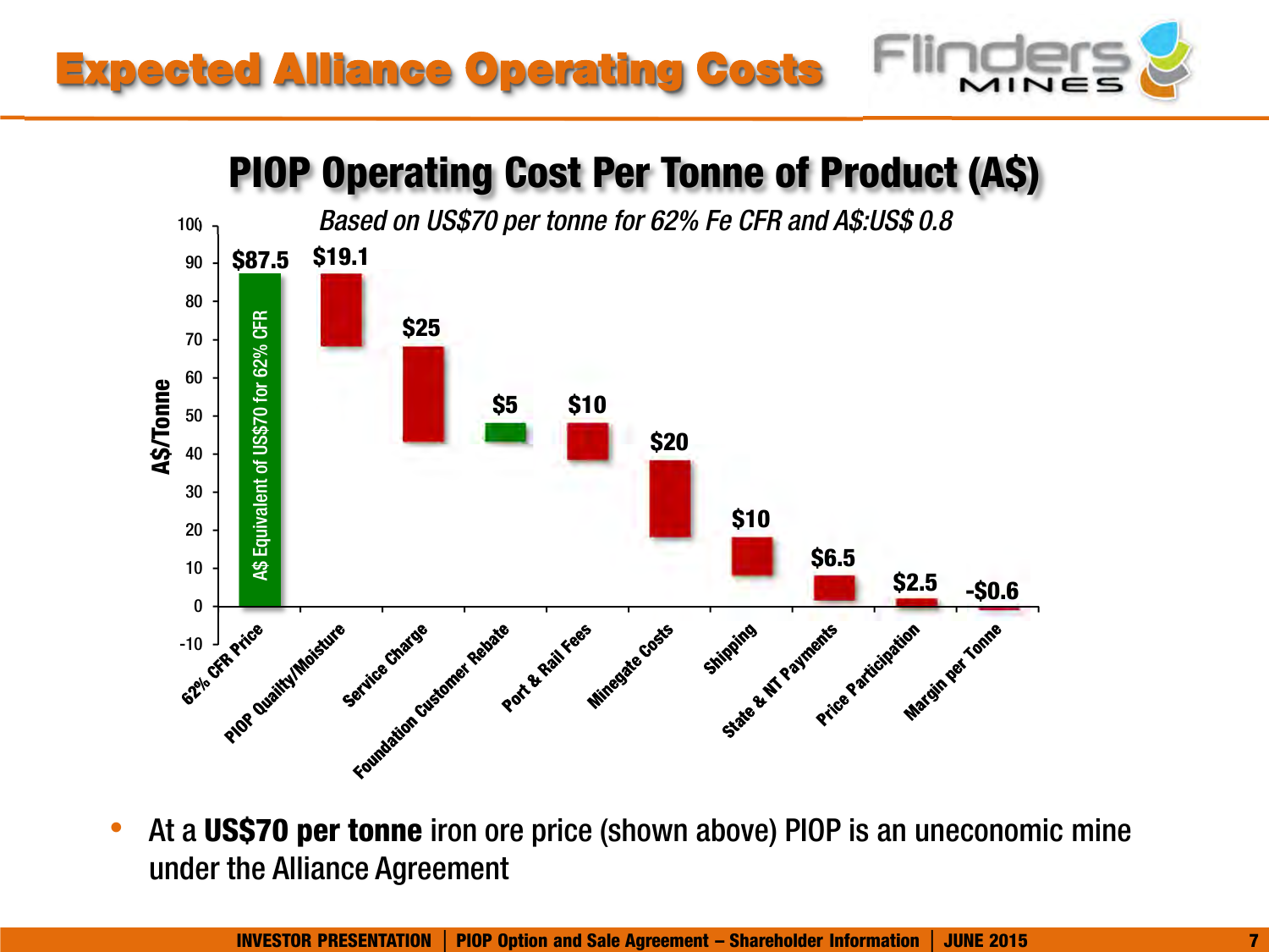# Expected Alliance Operating Costs

## PIOP Operating Cost Per Tonne of Product (A$)

*Based on US$70 per tonne for 62% Fe CFR and A$:US$ 0.8*

| Item | A$/Tonne |
|---|---|
| 62% CFR Price (A$ Equivalent of US$70 for 62% CFR) | $87.5 |
| PIOP Quality/Moisture | $19.1 |
| Service Charge | $25 |
| Foundation Customer Rebate | $5 |
| Port & Rail Fees | $10 |
| Minegate Costs | $20 |
| Shipping | $10 |
| State & NT Payments | $6.5 |
| Price Participation | $2.5 |
| Margin per Tonne | -$0.6 |

- At a **US$70 per tonne** iron ore price (shown above) PIOP is an uneconomic mine under the Alliance Agreement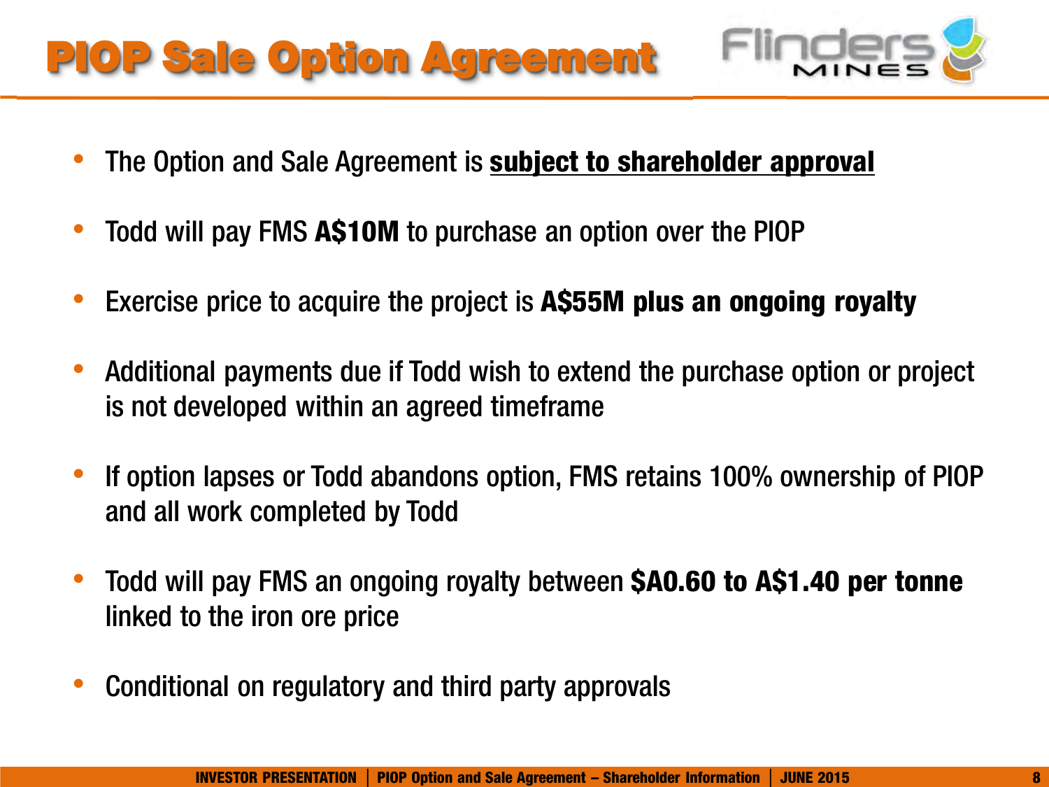# PIOP Sale Option Agreement

- The Option and Sale Agreement is **subject to shareholder approval**
- Todd will pay FMS **A$10M** to purchase an option over the PIOP
- Exercise price to acquire the project is **A$55M plus an ongoing royalty**
- Additional payments due if Todd wish to extend the purchase option or project is not developed within an agreed timeframe
- If option lapses or Todd abandons option, FMS retains 100% ownership of PIOP and all work completed by Todd
- Todd will pay FMS an ongoing royalty between **$A0.60 to A$1.40 per tonne** linked to the iron ore price
- Conditional on regulatory and third party approvals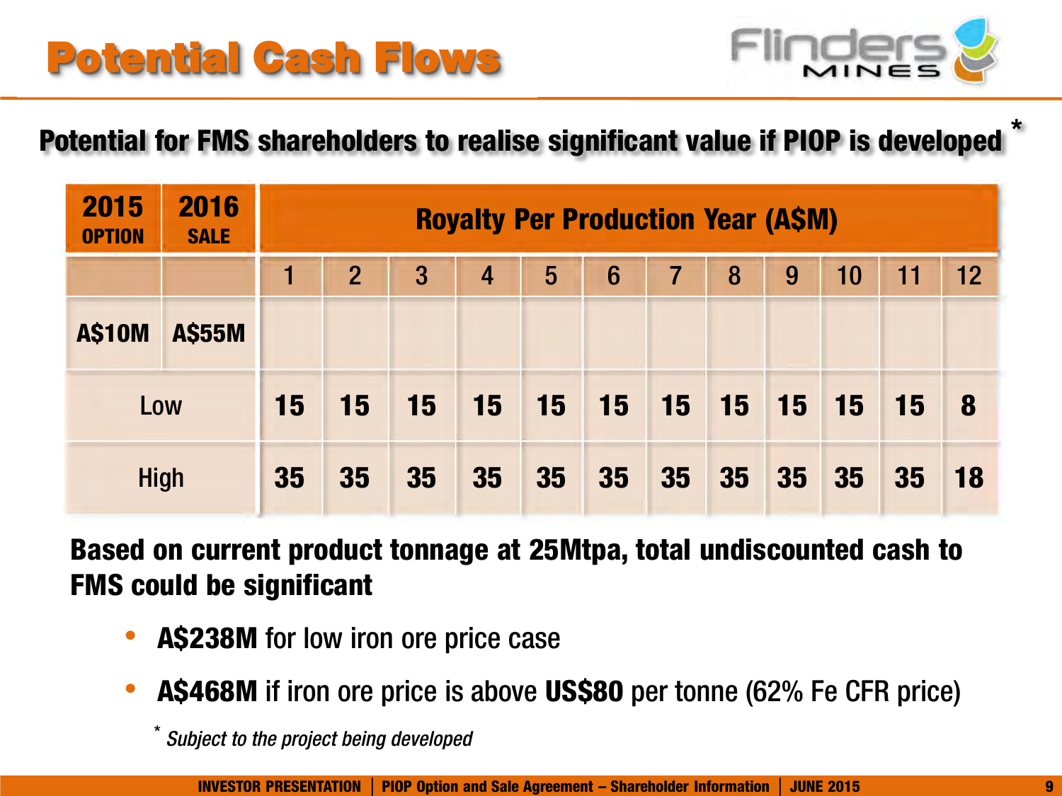# Potential Cash Flows

**Potential for FMS shareholders to realise significant value if PIOP is developed** *

| 2015 OPTION | 2016 SALE | Royalty Per Production Year (A$M) | | | | | | | | | | | |
|---|---|---|---|---|---|---|---|---|---|---|---|---|---|
| | | 1 | 2 | 3 | 4 | 5 | 6 | 7 | 8 | 9 | 10 | 11 | 12 |
| A$10M | A$55M | | | | | | | | | | | | |
| Low | | 15 | 15 | 15 | 15 | 15 | 15 | 15 | 15 | 15 | 15 | 15 | 8 |
| High | | 35 | 35 | 35 | 35 | 35 | 35 | 35 | 35 | 35 | 35 | 35 | 18 |

**Based on current product tonnage at 25Mtpa, total undiscounted cash to FMS could be significant**

- **A$238M** for low iron ore price case
- **A$468M** if iron ore price is above **US$80** per tonne (62% Fe CFR price)

* *Subject to the project being developed*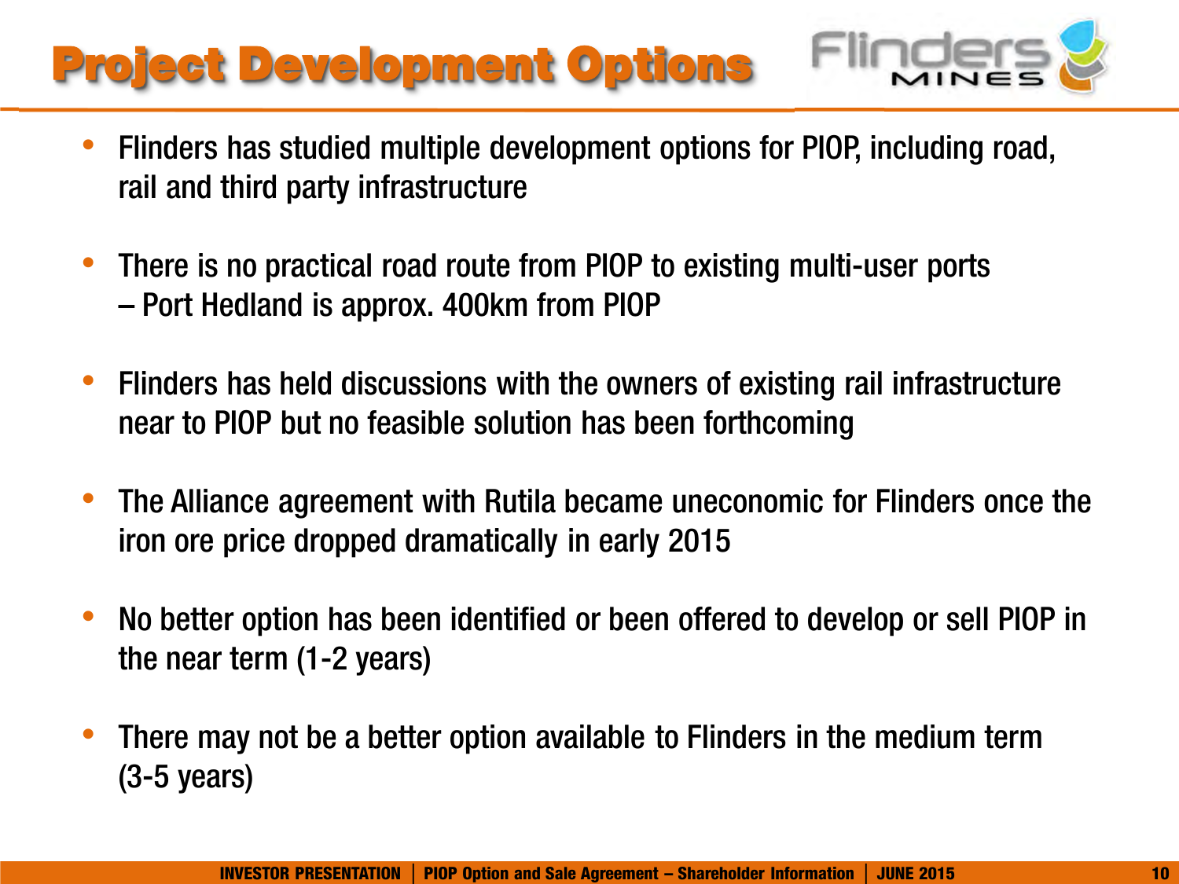# Project Development Options

- Flinders has studied multiple development options for PIOP, including road, rail and third party infrastructure
- There is no practical road route from PIOP to existing multi-user ports – Port Hedland is approx. 400km from PIOP
- Flinders has held discussions with the owners of existing rail infrastructure near to PIOP but no feasible solution has been forthcoming
- The Alliance agreement with Rutila became uneconomic for Flinders once the iron ore price dropped dramatically in early 2015
- No better option has been identified or been offered to develop or sell PIOP in the near term (1-2 years)
- There may not be a better option available to Flinders in the medium term (3-5 years)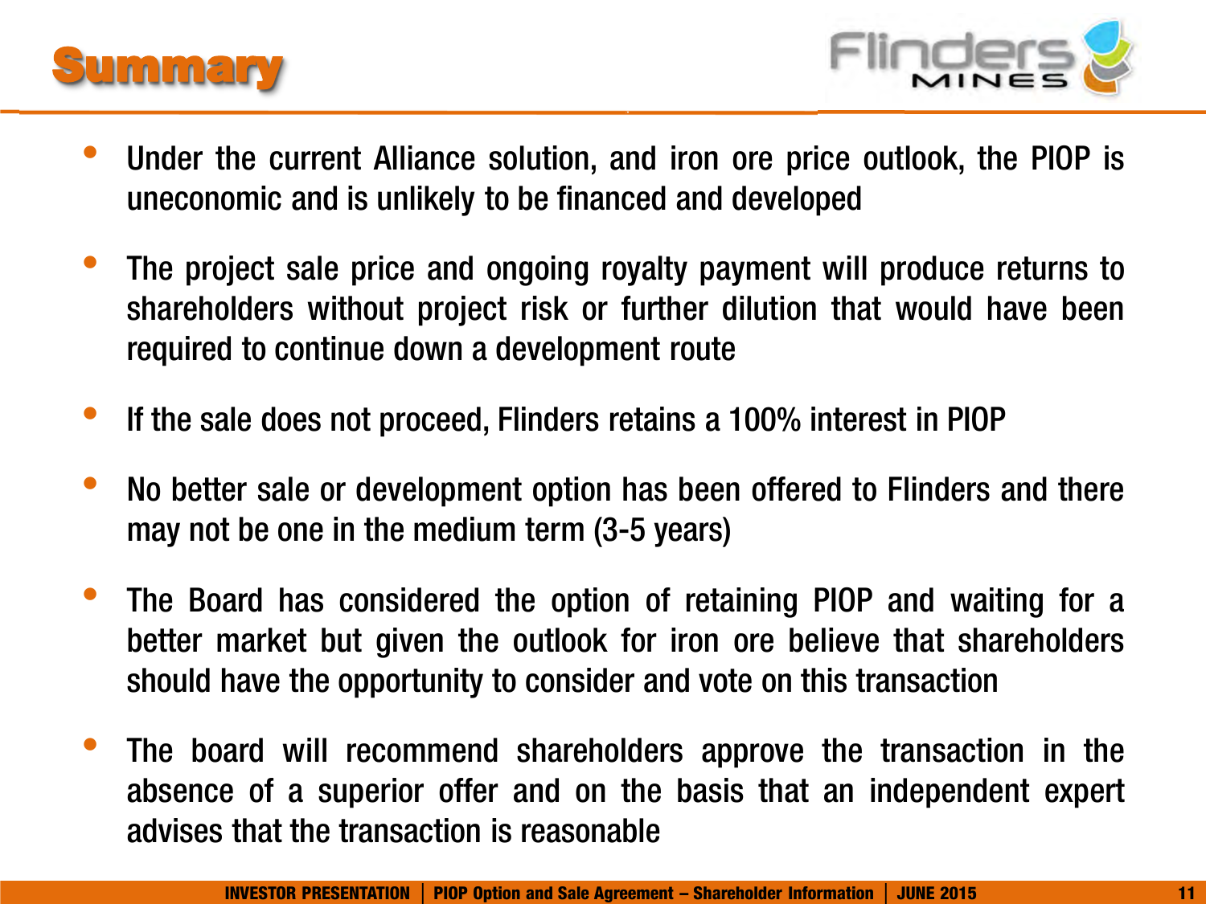# Summary

- Under the current Alliance solution, and iron ore price outlook, the PIOP is uneconomic and is unlikely to be financed and developed
- The project sale price and ongoing royalty payment will produce returns to shareholders without project risk or further dilution that would have been required to continue down a development route
- If the sale does not proceed, Flinders retains a 100% interest in PIOP
- No better sale or development option has been offered to Flinders and there may not be one in the medium term (3-5 years)
- The Board has considered the option of retaining PIOP and waiting for a better market but given the outlook for iron ore believe that shareholders should have the opportunity to consider and vote on this transaction
- The board will recommend shareholders approve the transaction in the absence of a superior offer and on the basis that an independent expert advises that the transaction is reasonable